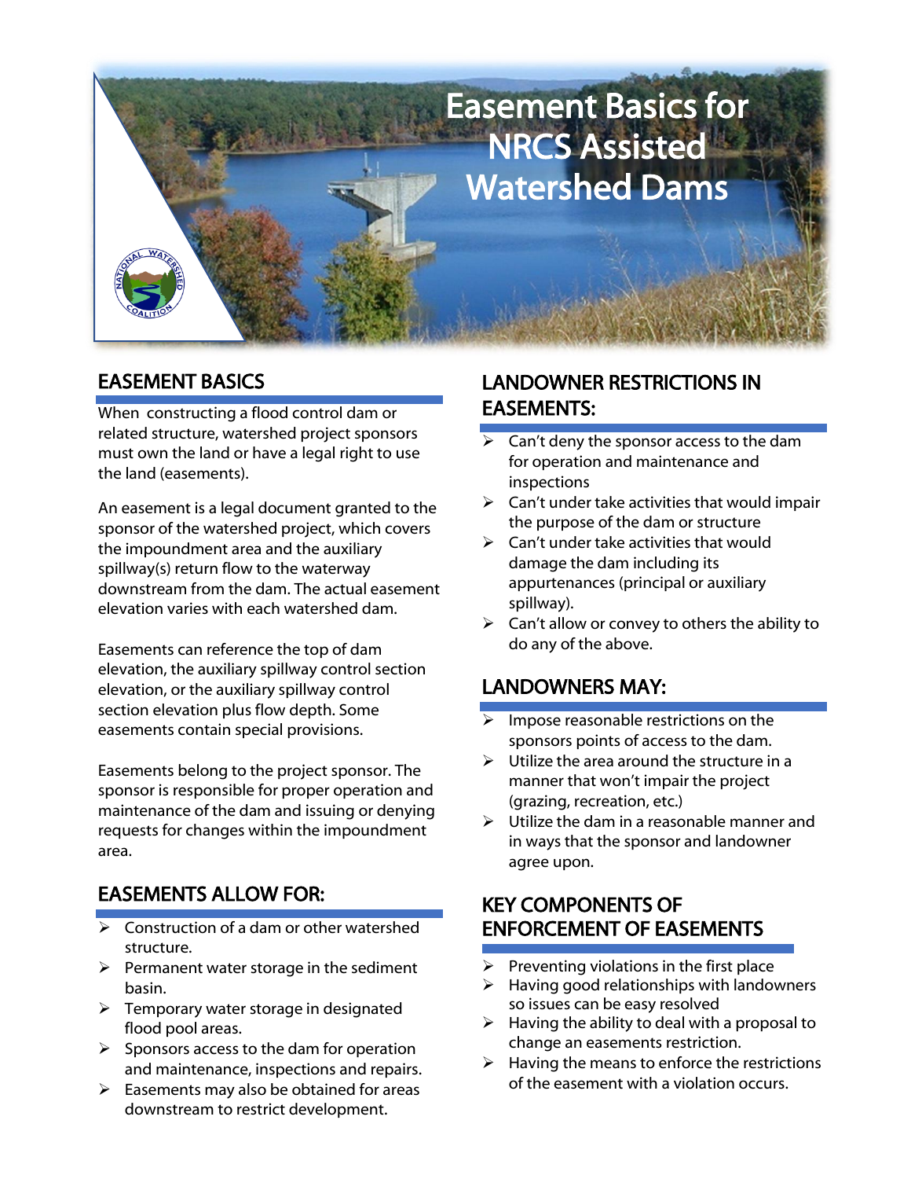# Easement Basics for NRCS Assisted Watershed Dams

## EASEMENT BASICS

When constructing a flood control dam or related structure, watershed project sponsors must own the land or have a legal right to use the land (easements).

An easement is a legal document granted to the sponsor of the watershed project, which covers the impoundment area and the auxiliary spillway(s) return flow to the waterway downstream from the dam. The actual easement elevation varies with each watershed dam.

Easements can reference the top of dam elevation, the auxiliary spillway control section elevation, or the auxiliary spillway control section elevation plus flow depth. Some easements contain special provisions.

Easements belong to the project sponsor. The sponsor is responsible for proper operation and maintenance of the dam and issuing or denying requests for changes within the impoundment area.

## EASEMENTS ALLOW FOR:

- Construction of a dam or other watershed structure.
- Permanent water storage in the sediment basin.
- Temporary water storage in designated flood pool areas.
- Sponsors access to the dam for operation and maintenance, inspections and repairs.
- Easements may also be obtained for areas downstream to restrict development.

## LANDOWNER RESTRICTIONS IN EASEMENTS:

- Can't deny the sponsor access to the dam for operation and maintenance and inspections
- Can't under take activities that would impair the purpose of the dam or structure
- Can't under take activities that would damage the dam including its appurtenances (principal or auxiliary spillway).
- Can't allow or convey to others the ability to do any of the above.

## LANDOWNERS MAY:

- Impose reasonable restrictions on the sponsors points of access to the dam.
- Utilize the area around the structure in a manner that won't impair the project (grazing, recreation, etc.)
- Utilize the dam in a reasonable manner and in ways that the sponsor and landowner agree upon.

## KEY COMPONENTS OF ENFORCEMENT OF EASEMENTS

- Preventing violations in the first place
- Having good relationships with landowners so issues can be easy resolved
- Having the ability to deal with a proposal to change an easements restriction.
- Having the means to enforce the restrictions of the easement with a violation occurs.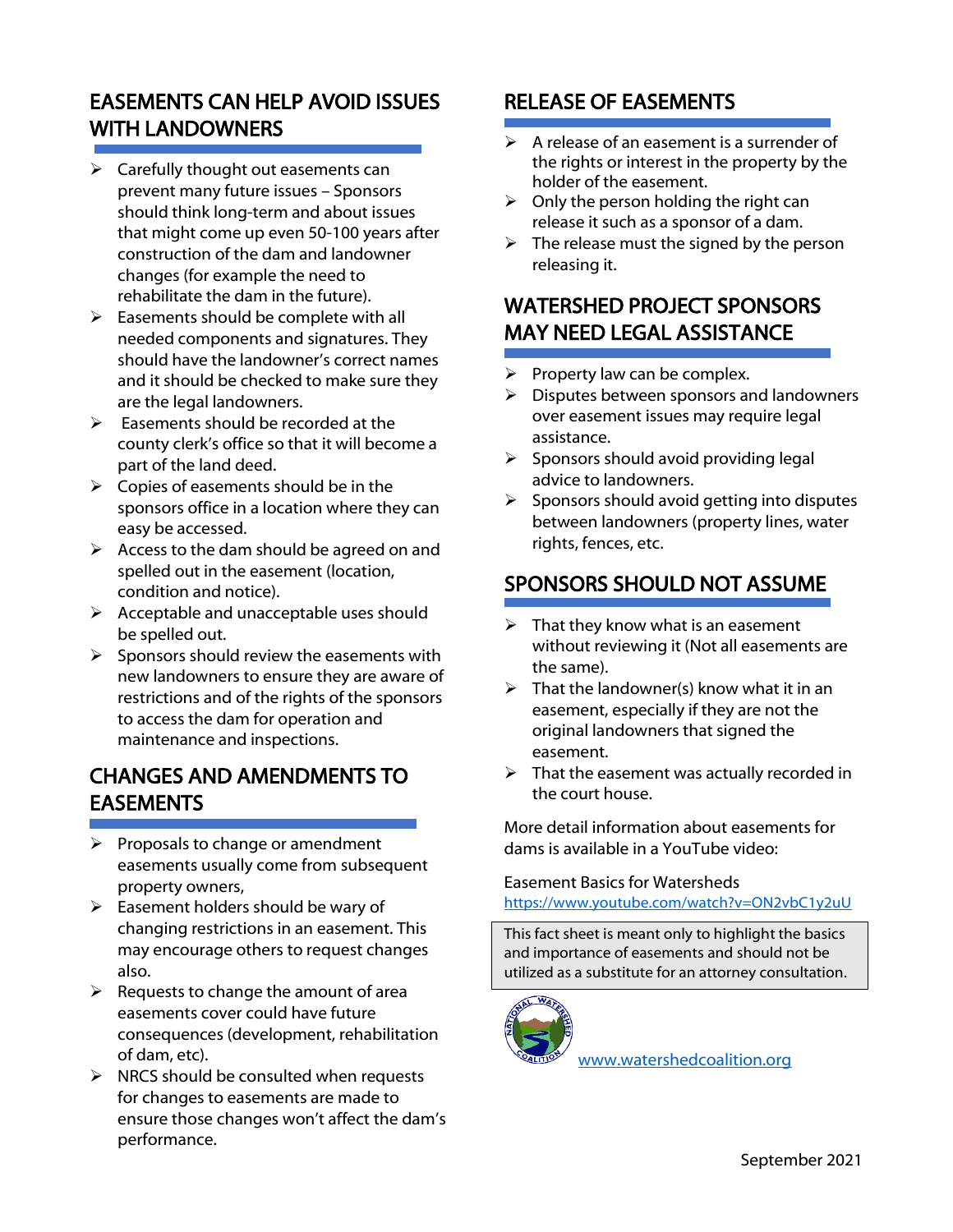## EASEMENTS CAN HELP AVOID ISSUES WITH LANDOWNERS

- Carefully thought out easements can prevent many future issues – Sponsors should think long-term and about issues that might come up even 50-100 years after construction of the dam and landowner changes (for example the need to rehabilitate the dam in the future).
- Easements should be complete with all needed components and signatures. They should have the landowner's correct names and it should be checked to make sure they are the legal landowners.
- Easements should be recorded at the county clerk's office so that it will become a part of the land deed.
- Copies of easements should be in the sponsors office in a location where they can easy be accessed.
- Access to the dam should be agreed on and spelled out in the easement (location, condition and notice).
- Acceptable and unacceptable uses should be spelled out.
- Sponsors should review the easements with new landowners to ensure they are aware of restrictions and of the rights of the sponsors to access the dam for operation and maintenance and inspections.

## CHANGES AND AMENDMENTS TO EASEMENTS

- Proposals to change or amendment easements usually come from subsequent property owners,
- Easement holders should be wary of changing restrictions in an easement. This may encourage others to request changes also.
- Requests to change the amount of area easements cover could have future consequences (development, rehabilitation of dam, etc).
- NRCS should be consulted when requests for changes to easements are made to ensure those changes won't affect the dam's performance.

## RELEASE OF EASEMENTS

- A release of an easement is a surrender of the rights or interest in the property by the holder of the easement.
- Only the person holding the right can release it such as a sponsor of a dam.
- The release must the signed by the person releasing it.

## WATERSHED PROJECT SPONSORS MAY NEED LEGAL ASSISTANCE

- Property law can be complex.
- Disputes between sponsors and landowners over easement issues may require legal assistance.
- Sponsors should avoid providing legal advice to landowners.
- Sponsors should avoid getting into disputes between landowners (property lines, water rights, fences, etc.

## SPONSORS SHOULD NOT ASSUME

- That they know what is an easement without reviewing it (Not all easements are the same).
- That the landowner(s) know what it in an easement, especially if they are not the original landowners that signed the easement.
- That the easement was actually recorded in the court house.

More detail information about easements for dams is available in a YouTube video:

Easement Basics for Watersheds
https://www.youtube.com/watch?v=ON2vbC1y2uU

This fact sheet is meant only to highlight the basics and importance of easements and should not be utilized as a substitute for an attorney consultation.

www.watershedcoalition.org

September 2021